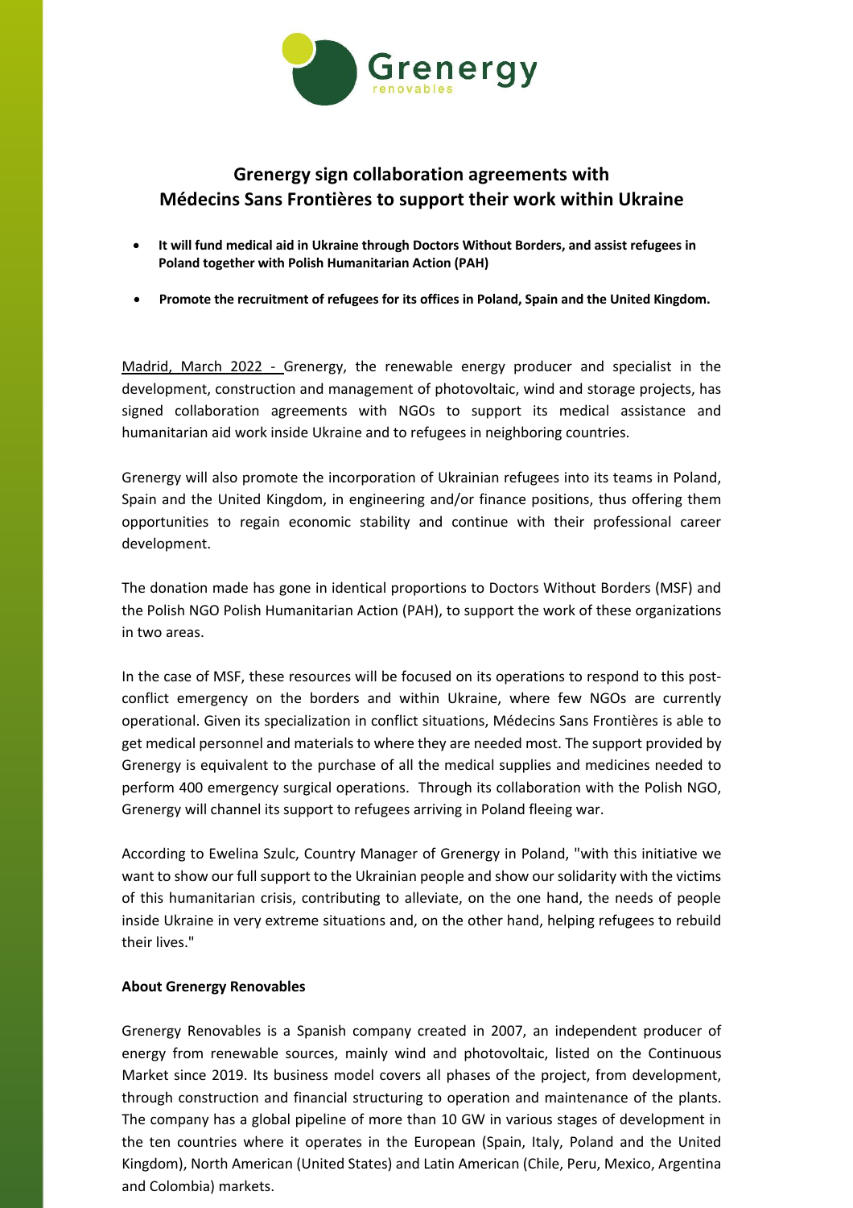# Grenergy sign collaboration agreements with Médecins Sans Frontières to support their work within Ukraine

- **It will fund medical aid in Ukraine through Doctors Without Borders, and assist refugees in Poland together with Polish Humanitarian Action (PAH)**
- **Promote the recruitment of refugees for its offices in Poland, Spain and the United Kingdom.**

Madrid, March 2022 - Grenergy, the renewable energy producer and specialist in the development, construction and management of photovoltaic, wind and storage projects, has signed collaboration agreements with NGOs to support its medical assistance and humanitarian aid work inside Ukraine and to refugees in neighboring countries.

Grenergy will also promote the incorporation of Ukrainian refugees into its teams in Poland, Spain and the United Kingdom, in engineering and/or finance positions, thus offering them opportunities to regain economic stability and continue with their professional career development.

The donation made has gone in identical proportions to Doctors Without Borders (MSF) and the Polish NGO Polish Humanitarian Action (PAH), to support the work of these organizations in two areas.

In the case of MSF, these resources will be focused on its operations to respond to this post-conflict emergency on the borders and within Ukraine, where few NGOs are currently operational. Given its specialization in conflict situations, Médecins Sans Frontières is able to get medical personnel and materials to where they are needed most. The support provided by Grenergy is equivalent to the purchase of all the medical supplies and medicines needed to perform 400 emergency surgical operations. Through its collaboration with the Polish NGO, Grenergy will channel its support to refugees arriving in Poland fleeing war.

According to Ewelina Szulc, Country Manager of Grenergy in Poland, "with this initiative we want to show our full support to the Ukrainian people and show our solidarity with the victims of this humanitarian crisis, contributing to alleviate, on the one hand, the needs of people inside Ukraine in very extreme situations and, on the other hand, helping refugees to rebuild their lives."

**About Grenergy Renovables**

Grenergy Renovables is a Spanish company created in 2007, an independent producer of energy from renewable sources, mainly wind and photovoltaic, listed on the Continuous Market since 2019. Its business model covers all phases of the project, from development, through construction and financial structuring to operation and maintenance of the plants. The company has a global pipeline of more than 10 GW in various stages of development in the ten countries where it operates in the European (Spain, Italy, Poland and the United Kingdom), North American (United States) and Latin American (Chile, Peru, Mexico, Argentina and Colombia) markets.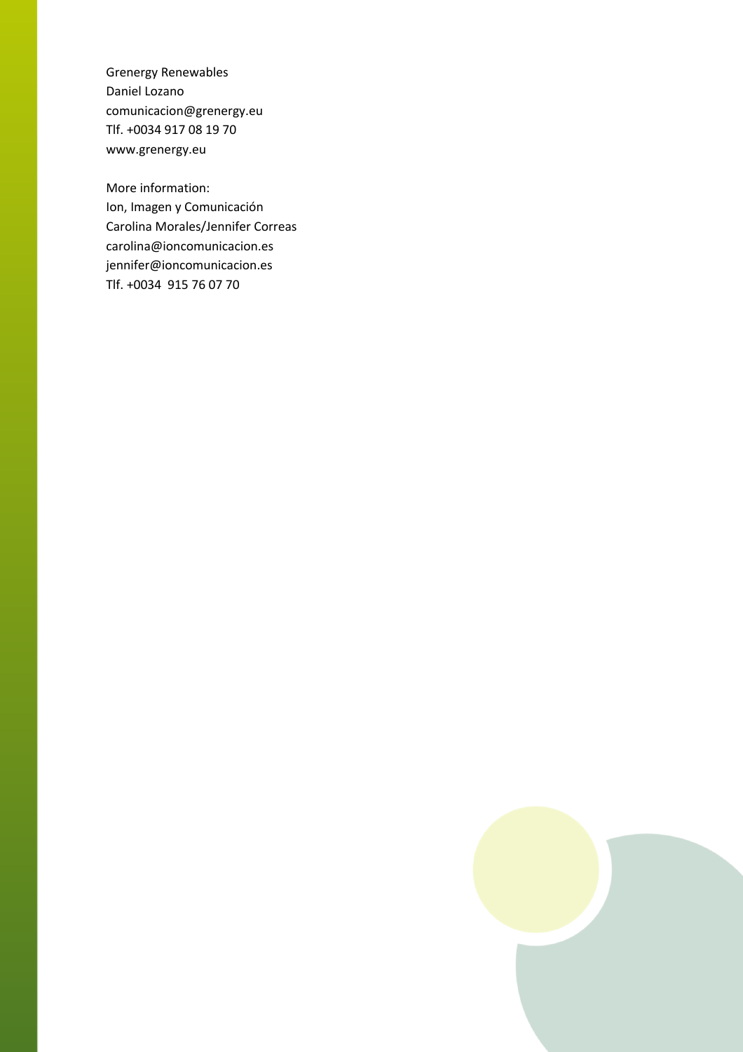Grenergy Renewables
Daniel Lozano
comunicacion@grenergy.eu
Tlf. +0034 917 08 19 70
www.grenergy.eu

More information:
Ion, Imagen y Comunicación
Carolina Morales/Jennifer Correas
carolina@ioncomunicacion.es
jennifer@ioncomunicacion.es
Tlf. +0034 915 76 07 70